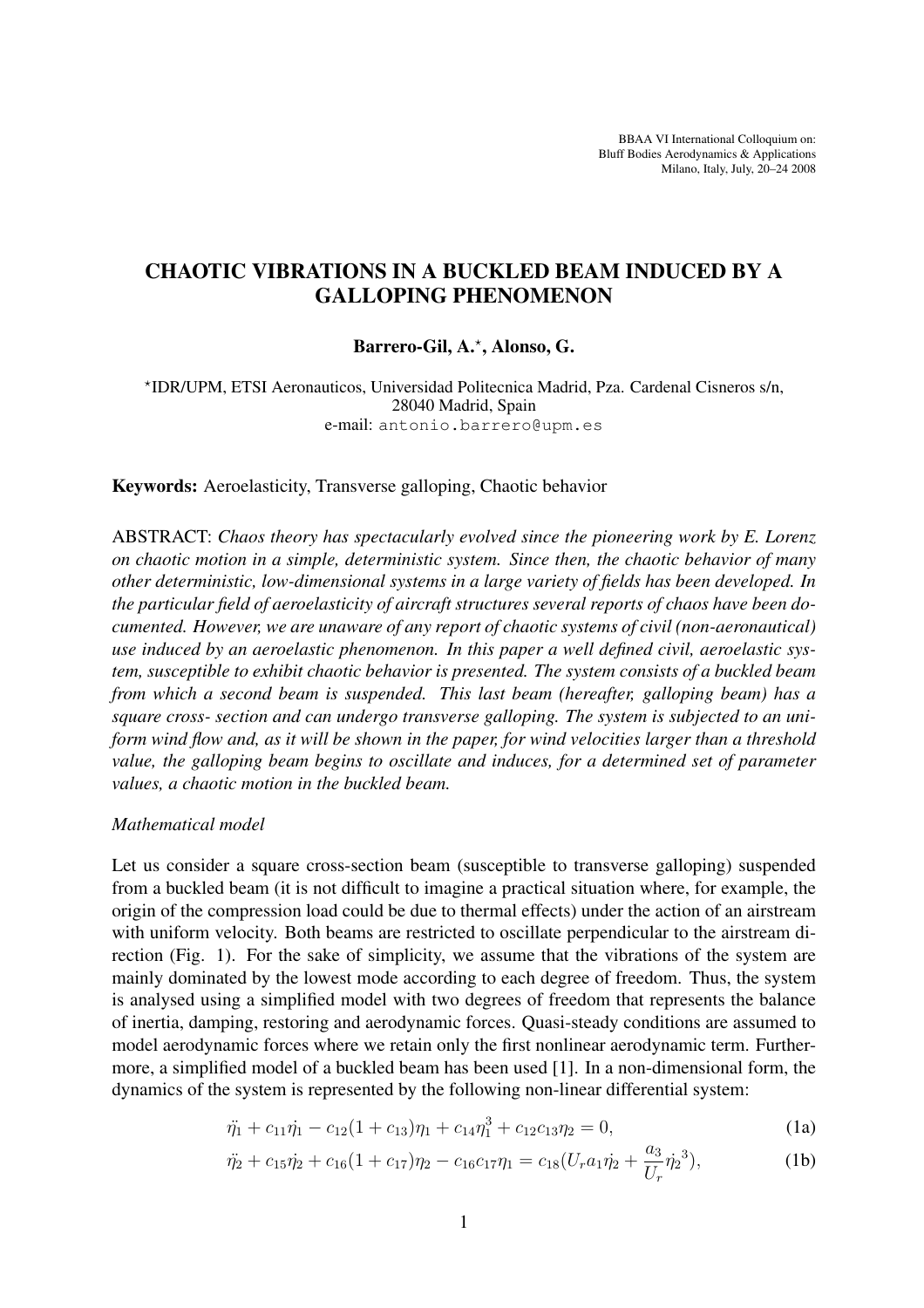BBAA VI International Colloquium on:
Bluff Bodies Aerodynamics & Applications
Milano, Italy, July, 20–24 2008

# CHAOTIC VIBRATIONS IN A BUCKLED BEAM INDUCED BY A GALLOPING PHENOMENON

**Barrero-Gil, A.*, Alonso, G.**

*IDR/UPM, ETSI Aeronauticos, Universidad Politecnica Madrid, Pza. Cardenal Cisneros s/n, 28040 Madrid, Spain
e-mail: antonio.barrero@upm.es

**Keywords:** Aeroelasticity, Transverse galloping, Chaotic behavior

ABSTRACT: *Chaos theory has spectacularly evolved since the pioneering work by E. Lorenz on chaotic motion in a simple, deterministic system. Since then, the chaotic behavior of many other deterministic, low-dimensional systems in a large variety of fields has been developed. In the particular field of aeroelasticity of aircraft structures several reports of chaos have been documented. However, we are unaware of any report of chaotic systems of civil (non-aeronautical) use induced by an aeroelastic phenomenon. In this paper a well defined civil, aeroelastic system, susceptible to exhibit chaotic behavior is presented. The system consists of a buckled beam from which a second beam is suspended. This last beam (hereafter, galloping beam) has a square cross- section and can undergo transverse galloping. The system is subjected to an uniform wind flow and, as it will be shown in the paper, for wind velocities larger than a threshold value, the galloping beam begins to oscillate and induces, for a determined set of parameter values, a chaotic motion in the buckled beam.*

*Mathematical model*

Let us consider a square cross-section beam (susceptible to transverse galloping) suspended from a buckled beam (it is not difficult to imagine a practical situation where, for example, the origin of the compression load could be due to thermal effects) under the action of an airstream with uniform velocity. Both beams are restricted to oscillate perpendicular to the airstream direction (Fig. 1). For the sake of simplicity, we assume that the vibrations of the system are mainly dominated by the lowest mode according to each degree of freedom. Thus, the system is analysed using a simplified model with two degrees of freedom that represents the balance of inertia, damping, restoring and aerodynamic forces. Quasi-steady conditions are assumed to model aerodynamic forces where we retain only the first nonlinear aerodynamic term. Furthermore, a simplified model of a buckled beam has been used [1]. In a non-dimensional form, the dynamics of the system is represented by the following non-linear differential system:

$$\ddot{\eta_1} + c_{11}\dot{\eta_1} - c_{12}(1 + c_{13})\eta_1 + c_{14}\eta_1^3 + c_{12}c_{13}\eta_2 = 0, \tag{1a}$$

$$\ddot{\eta_2} + c_{15}\dot{\eta_2} + c_{16}(1 + c_{17})\eta_2 - c_{16}c_{17}\eta_1 = c_{18}(U_r a_1\dot{\eta_2} + \frac{a_3}{U_r}\dot{\eta_2}^3), \tag{1b}$$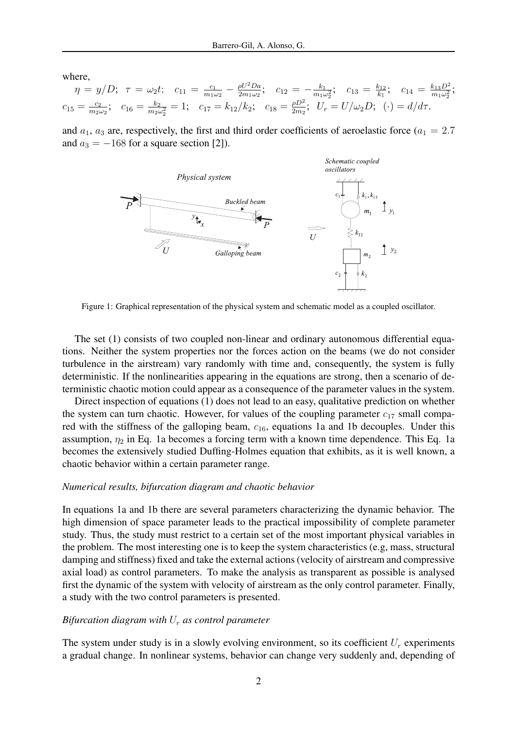where,

$$\eta = y/D;\ \ \tau = \omega_2 t;\ \ c_{11} = \frac{c_1}{m_1\omega_2} - \frac{\rho U^2 D a}{2m_1\omega_2};\ \ c_{12} = -\frac{k_1}{m_1\omega_2^2};\ \ c_{13} = \frac{k_{12}}{k_1};\ \ c_{14} = \frac{k_{13}D^2}{m_1\omega_2^2};$$
$$c_{15} = \frac{c_2}{m_2\omega_2};\ \ c_{16} = \frac{k_2}{m_2\omega_2^2} = 1;\ \ c_{17} = k_{12}/k_2;\ \ c_{18} = \frac{\rho D^2}{2m_2};\ \ U_r = U/\omega_2 D;\ \ (\cdot) = d/d\tau.$$

and $a_1$, $a_3$ are, respectively, the first and third order coefficients of aeroelastic force ($a_1 = 2.7$ and $a_3 = -168$ for a square section [2]).

Figure 1: Graphical representation of the physical system and schematic model as a coupled oscillator.

The set (1) consists of two coupled non-linear and ordinary autonomous differential equations. Neither the system properties nor the forces action on the beams (we do not consider turbulence in the airstream) vary randomly with time and, consequently, the system is fully deterministic. If the nonlinearities appearing in the equations are strong, then a scenario of deterministic chaotic motion could appear as a consequence of the parameter values in the system.

Direct inspection of equations (1) does not lead to an easy, qualitative prediction on whether the system can turn chaotic. However, for values of the coupling parameter $c_{17}$ small compared with the stiffness of the galloping beam, $c_{16}$, equations 1a and 1b decouples. Under this assumption, $\eta_2$ in Eq. 1a becomes a forcing term with a known time dependence. This Eq. 1a becomes the extensively studied Duffing-Holmes equation that exhibits, as it is well known, a chaotic behavior within a certain parameter range.

*Numerical results, bifurcation diagram and chaotic behavior*

In equations 1a and 1b there are several parameters characterizing the dynamic behavior. The high dimension of space parameter leads to the practical impossibility of complete parameter study. Thus, the study must restrict to a certain set of the most important physical variables in the problem. The most interesting one is to keep the system characteristics (e.g, mass, structural damping and stiffness) fixed and take the external actions (velocity of airstream and compressive axial load) as control parameters. To make the analysis as transparent as possible is analysed first the dynamic of the system with velocity of airstream as the only control parameter. Finally, a study with the two control parameters is presented.

*Bifurcation diagram with $U_r$ as control parameter*

The system under study is in a slowly evolving environment, so its coefficient $U_r$ experiments a gradual change. In nonlinear systems, behavior can change very suddenly and, depending of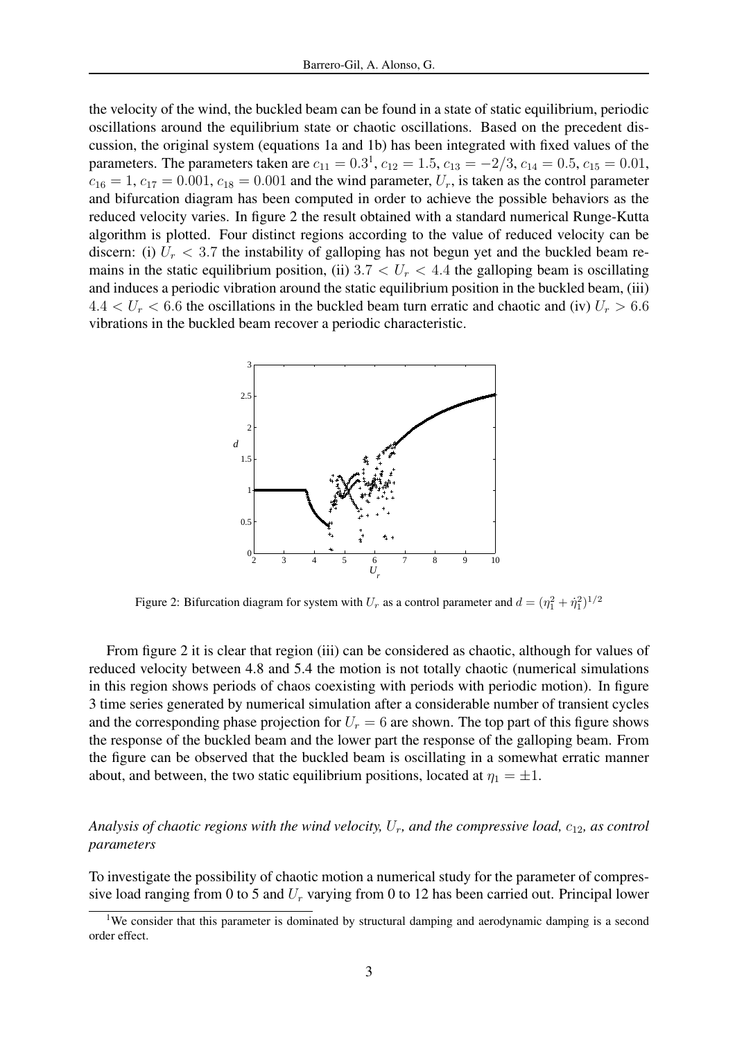the velocity of the wind, the buckled beam can be found in a state of static equilibrium, periodic oscillations around the equilibrium state or chaotic oscillations. Based on the precedent discussion, the original system (equations 1a and 1b) has been integrated with fixed values of the parameters. The parameters taken are $c_{11} = 0.3$[1], $c_{12} = 1.5$, $c_{13} = -2/3$, $c_{14} = 0.5$, $c_{15} = 0.01$, $c_{16} = 1$, $c_{17} = 0.001$, $c_{18} = 0.001$ and the wind parameter, $U_r$, is taken as the control parameter and bifurcation diagram has been computed in order to achieve the possible behaviors as the reduced velocity varies. In figure 2 the result obtained with a standard numerical Runge-Kutta algorithm is plotted. Four distinct regions according to the value of reduced velocity can be discern: (i) $U_r < 3.7$ the instability of galloping has not begun yet and the buckled beam remains in the static equilibrium position, (ii) $3.7 < U_r < 4.4$ the galloping beam is oscillating and induces a periodic vibration around the static equilibrium position in the buckled beam, (iii) $4.4 < U_r < 6.6$ the oscillations in the buckled beam turn erratic and chaotic and (iv) $U_r > 6.6$ vibrations in the buckled beam recover a periodic characteristic.

Figure 2: Bifurcation diagram for system with $U_r$ as a control parameter and $d = (\eta_1^2 + \dot{\eta}_1^2)^{1/2}$

From figure 2 it is clear that region (iii) can be considered as chaotic, although for values of reduced velocity between 4.8 and 5.4 the motion is not totally chaotic (numerical simulations in this region shows periods of chaos coexisting with periods with periodic motion). In figure 3 time series generated by numerical simulation after a considerable number of transient cycles and the corresponding phase projection for $U_r = 6$ are shown. The top part of this figure shows the response of the buckled beam and the lower part the response of the galloping beam. From the figure can be observed that the buckled beam is oscillating in a somewhat erratic manner about, and between, the two static equilibrium positions, located at $\eta_1 = \pm 1$.

*Analysis of chaotic regions with the wind velocity, $U_r$, and the compressive load, $c_{12}$, as control parameters*

To investigate the possibility of chaotic motion a numerical study for the parameter of compressive load ranging from 0 to 5 and $U_r$ varying from 0 to 12 has been carried out. Principal lower

[1] We consider that this parameter is dominated by structural damping and aerodynamic damping is a second order effect.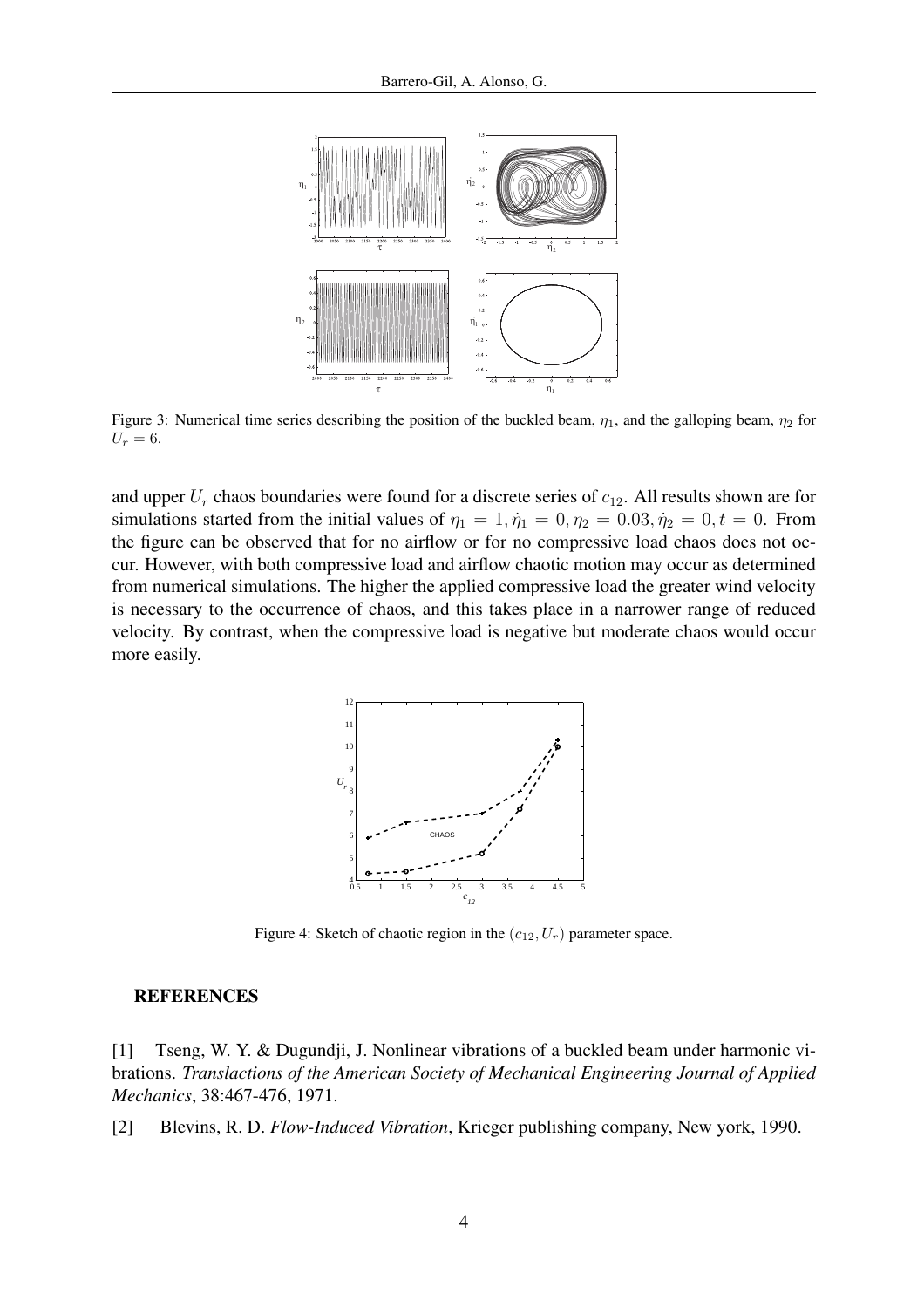Figure 3: Numerical time series describing the position of the buckled beam, $\eta_1$, and the galloping beam, $\eta_2$ for $U_r = 6$.

and upper $U_r$ chaos boundaries were found for a discrete series of $c_{12}$. All results shown are for simulations started from the initial values of $\eta_1 = 1, \dot{\eta}_1 = 0, \eta_2 = 0.03, \dot{\eta}_2 = 0, t = 0$. From the figure can be observed that for no airflow or for no compressive load chaos does not occur. However, with both compressive load and airflow chaotic motion may occur as determined from numerical simulations. The higher the applied compressive load the greater wind velocity is necessary to the occurrence of chaos, and this takes place in a narrower range of reduced velocity. By contrast, when the compressive load is negative but moderate chaos would occur more easily.

Figure 4: Sketch of chaotic region in the $(c_{12}, U_r)$ parameter space.

## REFERENCES

[1] Tseng, W. Y. & Dugundji, J. Nonlinear vibrations of a buckled beam under harmonic vibrations. *Translactions of the American Society of Mechanical Engineering Journal of Applied Mechanics*, 38:467-476, 1971.

[2] Blevins, R. D. *Flow-Induced Vibration*, Krieger publishing company, New york, 1990.